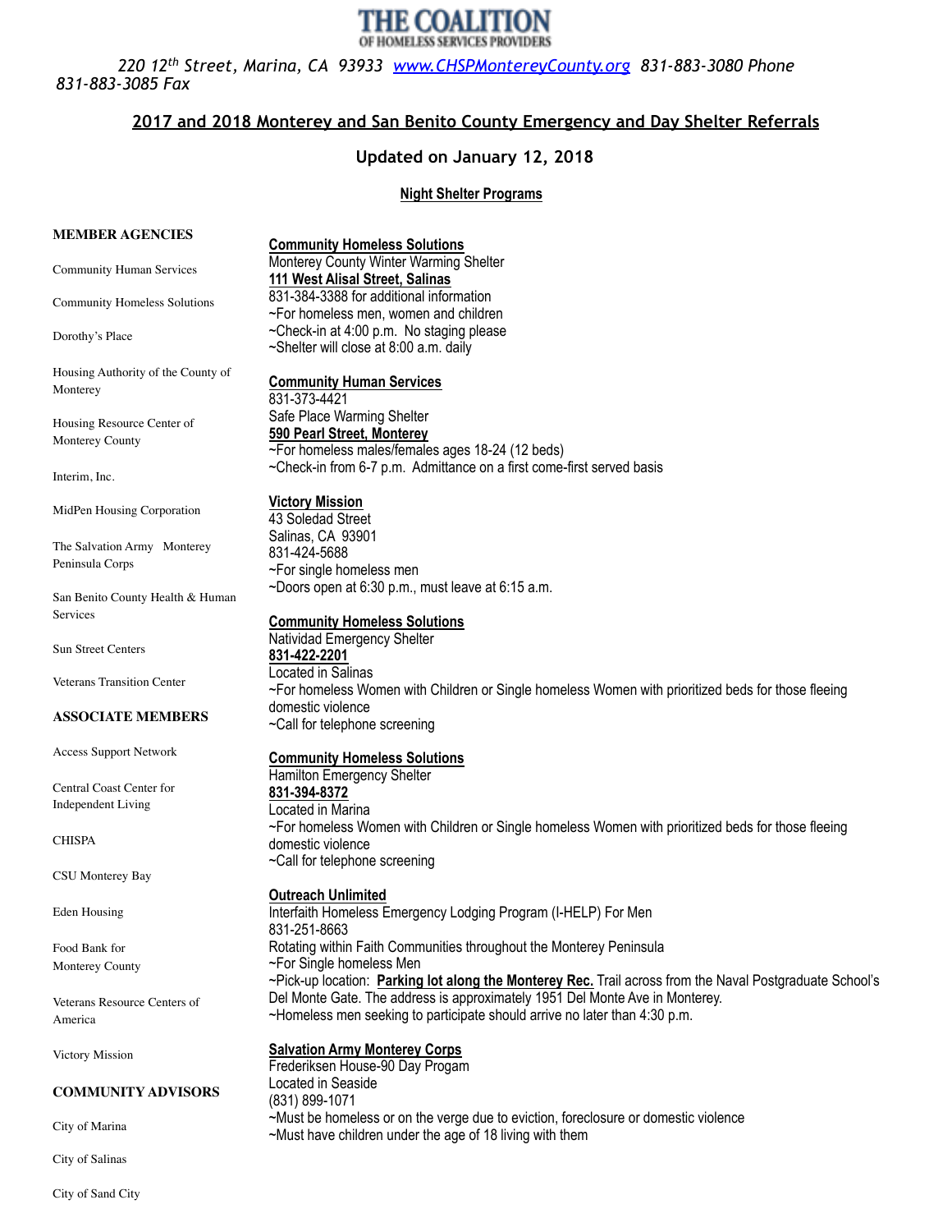# THE COALITION
OF HOMELESS SERVICES PROVIDERS

*220 12th Street, Marina, CA 93933 www.CHSPMontereyCounty.org 831-883-3080 Phone 831-883-3085 Fax*

## 2017 and 2018 Monterey and San Benito County Emergency and Day Shelter Referrals

### Updated on January 12, 2018

**Night Shelter Programs**

**Community Homeless Solutions**
Monterey County Winter Warming Shelter
**111 West Alisal Street, Salinas**
831-384-3388 for additional information
~For homeless men, women and children
~Check-in at 4:00 p.m. No staging please
~Shelter will close at 8:00 a.m. daily

**Community Human Services**
831-373-4421
Safe Place Warming Shelter
**590 Pearl Street, Monterey**
~For homeless males/females ages 18-24 (12 beds)
~Check-in from 6-7 p.m. Admittance on a first come-first served basis

**Victory Mission**
43 Soledad Street
Salinas, CA 93901
831-424-5688
~For single homeless men
~Doors open at 6:30 p.m., must leave at 6:15 a.m.

**Community Homeless Solutions**
Natividad Emergency Shelter
**831-422-2201**
Located in Salinas
~For homeless Women with Children or Single homeless Women with prioritized beds for those fleeing domestic violence
~Call for telephone screening

**Community Homeless Solutions**
Hamilton Emergency Shelter
**831-394-8372**
Located in Marina
~For homeless Women with Children or Single homeless Women with prioritized beds for those fleeing domestic violence
~Call for telephone screening

**Outreach Unlimited**
Interfaith Homeless Emergency Lodging Program (I-HELP) For Men
831-251-8663
Rotating within Faith Communities throughout the Monterey Peninsula
~For Single homeless Men
~Pick-up location: **Parking lot along the Monterey Rec.** Trail across from the Naval Postgraduate School's Del Monte Gate. The address is approximately 1951 Del Monte Ave in Monterey.
~Homeless men seeking to participate should arrive no later than 4:30 p.m.

**Salvation Army Monterey Corps**
Frederiksen House-90 Day Progam
Located in Seaside
(831) 899-1071
~Must be homeless or on the verge due to eviction, foreclosure or domestic violence
~Must have children under the age of 18 living with them

**MEMBER AGENCIES**

Community Human Services

Community Homeless Solutions

Dorothy's Place

Housing Authority of the County of Monterey

Housing Resource Center of Monterey County

Interim, Inc.

MidPen Housing Corporation

The Salvation Army Monterey Peninsula Corps

San Benito County Health & Human Services

Sun Street Centers

Veterans Transition Center

**ASSOCIATE MEMBERS**

Access Support Network

Central Coast Center for Independent Living

CHISPA

CSU Monterey Bay

Eden Housing

Food Bank for Monterey County

Veterans Resource Centers of America

Victory Mission

**COMMUNITY ADVISORS**

City of Marina

City of Salinas

City of Sand City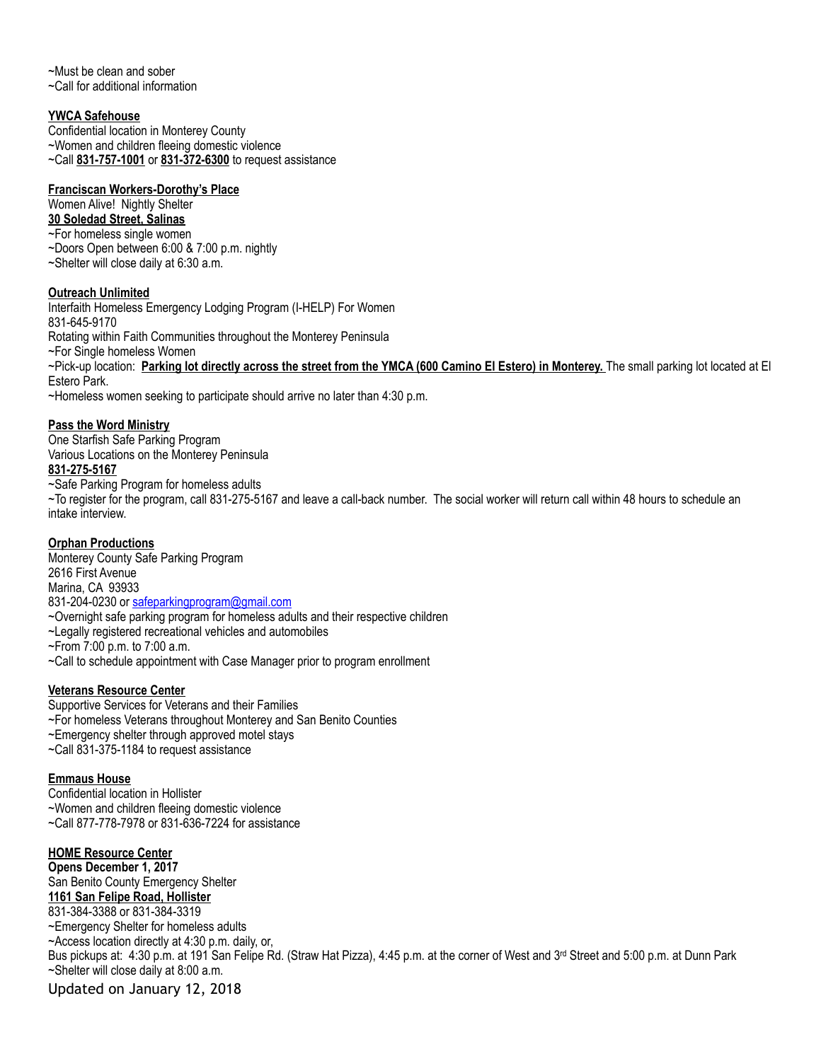~Must be clean and sober
~Call for additional information

**YWCA Safehouse**
Confidential location in Monterey County
~Women and children fleeing domestic violence
~Call **831-757-1001** or **831-372-6300** to request assistance

**Franciscan Workers-Dorothy's Place**
Women Alive! Nightly Shelter
**30 Soledad Street, Salinas**
~For homeless single women
~Doors Open between 6:00 & 7:00 p.m. nightly
~Shelter will close daily at 6:30 a.m.

**Outreach Unlimited**
Interfaith Homeless Emergency Lodging Program (I-HELP) For Women
831-645-9170
Rotating within Faith Communities throughout the Monterey Peninsula
~For Single homeless Women
~Pick-up location: **Parking lot directly across the street from the YMCA (600 Camino El Estero) in Monterey.** The small parking lot located at El Estero Park.
~Homeless women seeking to participate should arrive no later than 4:30 p.m.

**Pass the Word Ministry**
One Starfish Safe Parking Program
Various Locations on the Monterey Peninsula
**831-275-5167**
~Safe Parking Program for homeless adults
~To register for the program, call 831-275-5167 and leave a call-back number. The social worker will return call within 48 hours to schedule an intake interview.

**Orphan Productions**
Monterey County Safe Parking Program
2616 First Avenue
Marina, CA 93933
831-204-0230 or safeparkingprogram@gmail.com
~Overnight safe parking program for homeless adults and their respective children
~Legally registered recreational vehicles and automobiles
~From 7:00 p.m. to 7:00 a.m.
~Call to schedule appointment with Case Manager prior to program enrollment

**Veterans Resource Center**
Supportive Services for Veterans and their Families
~For homeless Veterans throughout Monterey and San Benito Counties
~Emergency shelter through approved motel stays
~Call 831-375-1184 to request assistance

**Emmaus House**
Confidential location in Hollister
~Women and children fleeing domestic violence
~Call 877-778-7978 or 831-636-7224 for assistance

**HOME Resource Center**
**Opens December 1, 2017**
San Benito County Emergency Shelter
**1161 San Felipe Road, Hollister**
831-384-3388 or 831-384-3319
~Emergency Shelter for homeless adults
~Access location directly at 4:30 p.m. daily, or,
Bus pickups at: 4:30 p.m. at 191 San Felipe Rd. (Straw Hat Pizza), 4:45 p.m. at the corner of West and 3rd Street and 5:00 p.m. at Dunn Park
~Shelter will close daily at 8:00 a.m.

Updated on January 12, 2018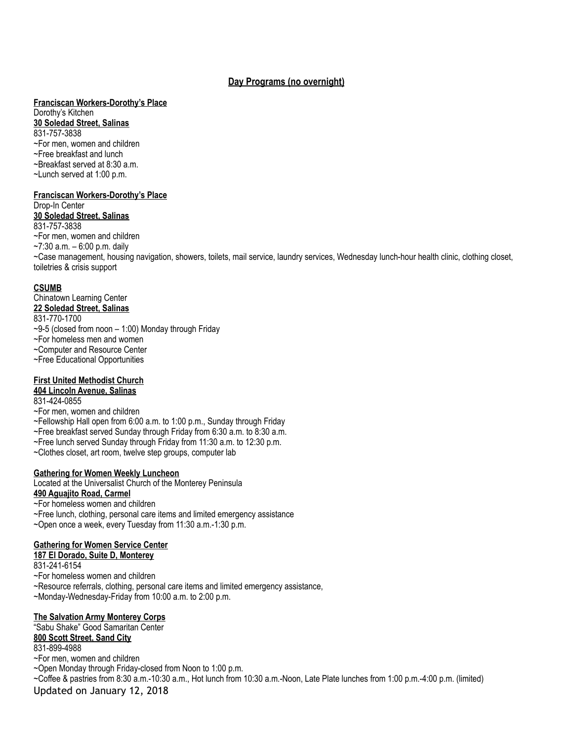## Day Programs (no overnight)

**Franciscan Workers-Dorothy's Place**
Dorothy's Kitchen
**30 Soledad Street, Salinas**
831-757-3838
~For men, women and children
~Free breakfast and lunch
~Breakfast served at 8:30 a.m.
~Lunch served at 1:00 p.m.

**Franciscan Workers-Dorothy's Place**
Drop-In Center
**30 Soledad Street, Salinas**
831-757-3838
~For men, women and children
~7:30 a.m. – 6:00 p.m. daily
~Case management, housing navigation, showers, toilets, mail service, laundry services, Wednesday lunch-hour health clinic, clothing closet, toiletries & crisis support

**CSUMB**
Chinatown Learning Center
**22 Soledad Street, Salinas**
831-770-1700
~9-5 (closed from noon – 1:00) Monday through Friday
~For homeless men and women
~Computer and Resource Center
~Free Educational Opportunities

**First United Methodist Church**
**404 Lincoln Avenue, Salinas**
831-424-0855
~For men, women and children
~Fellowship Hall open from 6:00 a.m. to 1:00 p.m., Sunday through Friday
~Free breakfast served Sunday through Friday from 6:30 a.m. to 8:30 a.m.
~Free lunch served Sunday through Friday from 11:30 a.m. to 12:30 p.m.
~Clothes closet, art room, twelve step groups, computer lab

**Gathering for Women Weekly Luncheon**
Located at the Universalist Church of the Monterey Peninsula
**490 Aguajito Road, Carmel**
~For homeless women and children
~Free lunch, clothing, personal care items and limited emergency assistance
~Open once a week, every Tuesday from 11:30 a.m.-1:30 p.m.

**Gathering for Women Service Center**
**187 El Dorado, Suite D, Monterey**
831-241-6154
~For homeless women and children
~Resource referrals, clothing, personal care items and limited emergency assistance,
~Monday-Wednesday-Friday from 10:00 a.m. to 2:00 p.m.

**The Salvation Army Monterey Corps**
"Sabu Shake" Good Samaritan Center
**800 Scott Street, Sand City**
831-899-4988
~For men, women and children
~Open Monday through Friday-closed from Noon to 1:00 p.m.
~Coffee & pastries from 8:30 a.m.-10:30 a.m., Hot lunch from 10:30 a.m.-Noon, Late Plate lunches from 1:00 p.m.-4:00 p.m. (limited)

Updated on January 12, 2018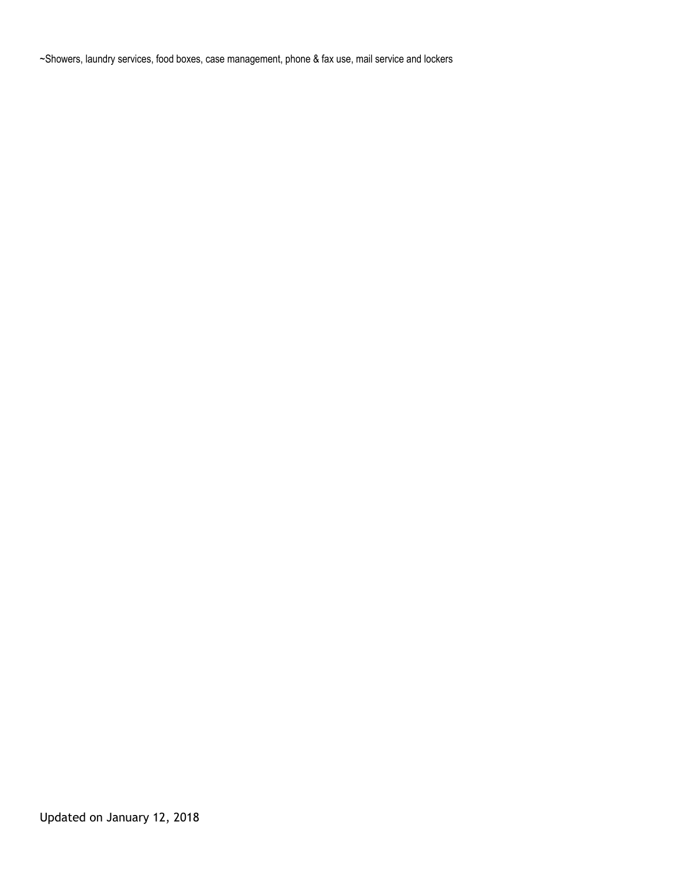~Showers, laundry services, food boxes, case management, phone & fax use, mail service and lockers

Updated on January 12, 2018